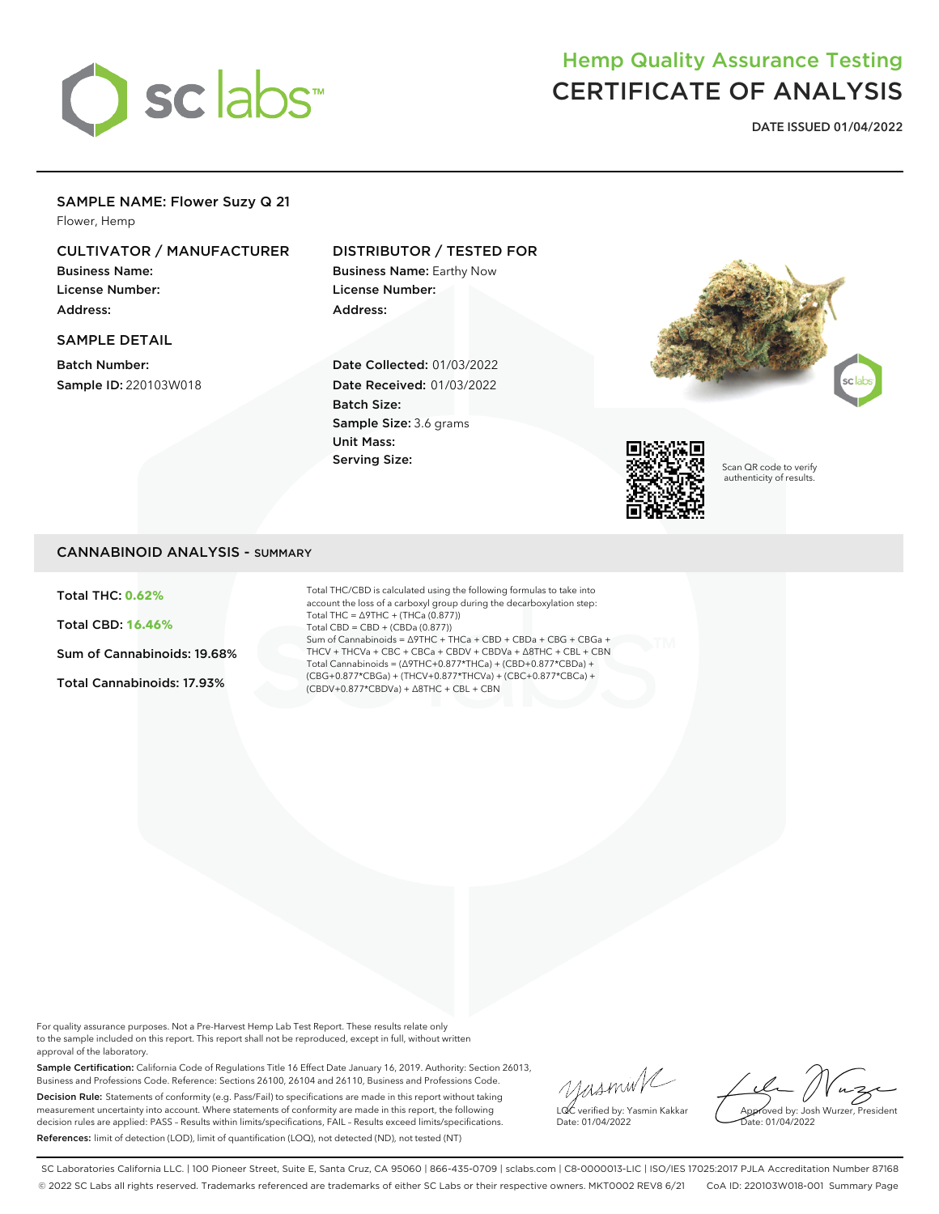# Hemp Quality Assurance Testing
# CERTIFICATE OF ANALYSIS

**DATE ISSUED 01/04/2022**

## SAMPLE NAME: Flower Suzy Q 21

Flower, Hemp

### CULTIVATOR / MANUFACTURER

**Business Name:**
**License Number:**
**Address:**

### DISTRIBUTOR / TESTED FOR

**Business Name:** Earthy Now
**License Number:**
**Address:**

### SAMPLE DETAIL

**Batch Number:**
**Sample ID:** 220103W018

**Date Collected:** 01/03/2022
**Date Received:** 01/03/2022
**Batch Size:**
**Sample Size:** 3.6 grams
**Unit Mass:**
**Serving Size:**

Scan QR code to verify authenticity of results.

## CANNABINOID ANALYSIS - SUMMARY

**Total THC: 0.62%**

**Total CBD: 16.46%**

**Sum of Cannabinoids: 19.68%**

**Total Cannabinoids: 17.93%**

Total THC/CBD is calculated using the following formulas to take into account the loss of a carboxyl group during the decarboxylation step:
Total THC = Δ9THC + (THCa (0.877))
Total CBD = CBD + (CBDa (0.877))
Sum of Cannabinoids = Δ9THC + THCa + CBD + CBDa + CBG + CBGa + THCV + THCVa + CBC + CBCa + CBDV + CBDVa + Δ8THC + CBL + CBN
Total Cannabinoids = (Δ9THC+0.877*THCa) + (CBD+0.877*CBDa) + (CBG+0.877*CBGa) + (THCV+0.877*THCVa) + (CBC+0.877*CBCa) + (CBDV+0.877*CBDVa) + Δ8THC + CBL + CBN

For quality assurance purposes. Not a Pre-Harvest Hemp Lab Test Report. These results relate only to the sample included on this report. This report shall not be reproduced, except in full, without written approval of the laboratory.

**Sample Certification:** California Code of Regulations Title 16 Effect Date January 16, 2019. Authority: Section 26013, Business and Professions Code. Reference: Sections 26100, 26104 and 26110, Business and Professions Code.

**Decision Rule:** Statements of conformity (e.g. Pass/Fail) to specifications are made in this report without taking measurement uncertainty into account. Where statements of conformity are made in this report, the following decision rules are applied: PASS – Results within limits/specifications, FAIL – Results exceed limits/specifications.

**References:** limit of detection (LOD), limit of quantification (LOQ), not detected (ND), not tested (NT)

LQC verified by: Yasmin Kakkar
Date: 01/04/2022

Approved by: Josh Wurzer, President
Date: 01/04/2022

SC Laboratories California LLC. | 100 Pioneer Street, Suite E, Santa Cruz, CA 95060 | 866-435-0709 | sclabs.com | C8-0000013-LIC | ISO/IES 17025:2017 PJLA Accreditation Number 87168
© 2022 SC Labs all rights reserved. Trademarks referenced are trademarks of either SC Labs or their respective owners. MKT0002 REV8 6/21 CoA ID: 220103W018-001 Summary Page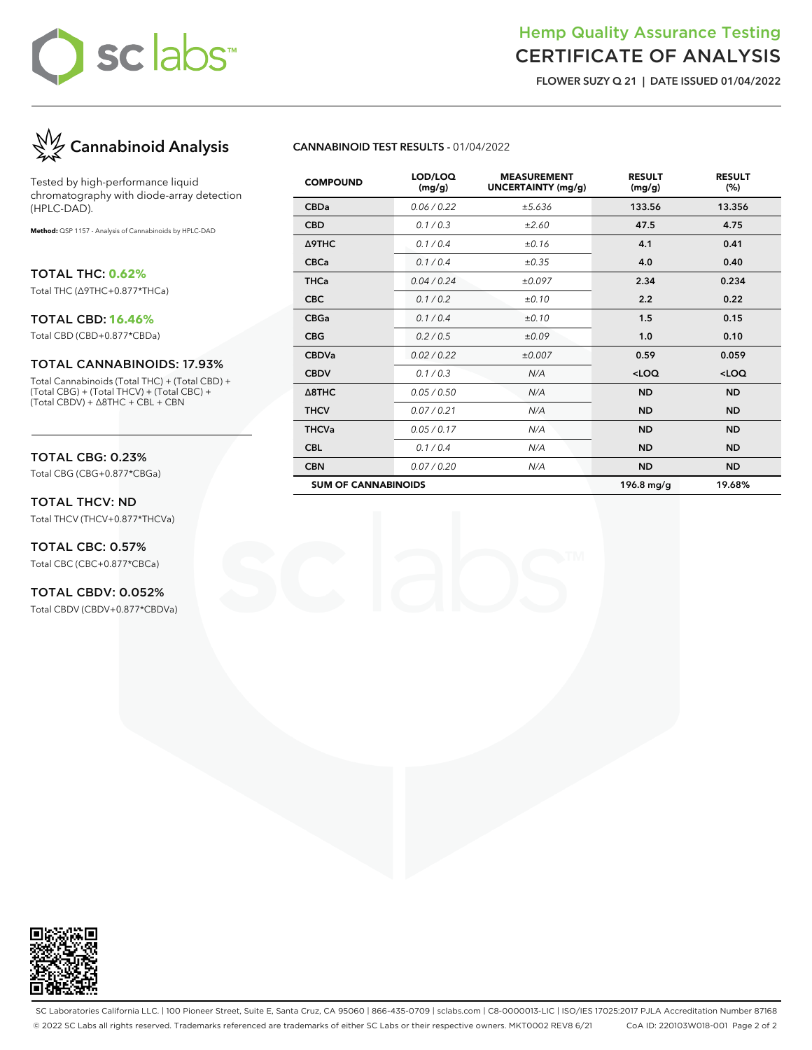# Hemp Quality Assurance Testing
# CERTIFICATE OF ANALYSIS

**FLOWER SUZY Q 21 | DATE ISSUED 01/04/2022**

## Cannabinoid Analysis

Tested by high-performance liquid chromatography with diode-array detection (HPLC-DAD).

**Method:** QSP 1157 - Analysis of Cannabinoids by HPLC-DAD

**TOTAL THC: 0.62%**
Total THC (Δ9THC+0.877*THCa)

**TOTAL CBD: 16.46%**
Total CBD (CBD+0.877*CBDa)

**TOTAL CANNABINOIDS: 17.93%**
Total Cannabinoids (Total THC) + (Total CBD) + (Total CBG) + (Total THCV) + (Total CBC) + (Total CBDV) + Δ8THC + CBL + CBN

**TOTAL CBG: 0.23%**
Total CBG (CBG+0.877*CBGa)

**TOTAL THCV: ND**
Total THCV (THCV+0.877*THCVa)

**TOTAL CBC: 0.57%**
Total CBC (CBC+0.877*CBCa)

**TOTAL CBDV: 0.052%**
Total CBDV (CBDV+0.877*CBDVa)

**CANNABINOID TEST RESULTS** - 01/04/2022

| COMPOUND | LOD/LOQ (mg/g) | MEASUREMENT UNCERTAINTY (mg/g) | RESULT (mg/g) | RESULT (%) |
|---|---|---|---|---|
| CBDa | 0.06 / 0.22 | ±5.636 | 133.56 | 13.356 |
| CBD | 0.1 / 0.3 | ±2.60 | 47.5 | 4.75 |
| Δ9THC | 0.1 / 0.4 | ±0.16 | 4.1 | 0.41 |
| CBCa | 0.1 / 0.4 | ±0.35 | 4.0 | 0.40 |
| THCa | 0.04 / 0.24 | ±0.097 | 2.34 | 0.234 |
| CBC | 0.1 / 0.2 | ±0.10 | 2.2 | 0.22 |
| CBGa | 0.1 / 0.4 | ±0.10 | 1.5 | 0.15 |
| CBG | 0.2 / 0.5 | ±0.09 | 1.0 | 0.10 |
| CBDVa | 0.02 / 0.22 | ±0.007 | 0.59 | 0.059 |
| CBDV | 0.1 / 0.3 | N/A | <LOQ | <LOQ |
| Δ8THC | 0.05 / 0.50 | N/A | ND | ND |
| THCV | 0.07 / 0.21 | N/A | ND | ND |
| THCVa | 0.05 / 0.17 | N/A | ND | ND |
| CBL | 0.1 / 0.4 | N/A | ND | ND |
| CBN | 0.07 / 0.20 | N/A | ND | ND |
| **SUM OF CANNABINOIDS** | | | 196.8 mg/g | 19.68% |

SC Laboratories California LLC. | 100 Pioneer Street, Suite E, Santa Cruz, CA 95060 | 866-435-0709 | sclabs.com | C8-0000013-LIC | ISO/IES 17025:2017 PJLA Accreditation Number 87168
© 2022 SC Labs all rights reserved. Trademarks referenced are trademarks of either SC Labs or their respective owners. MKT0002 REV8 6/21 CoA ID: 220103W018-001